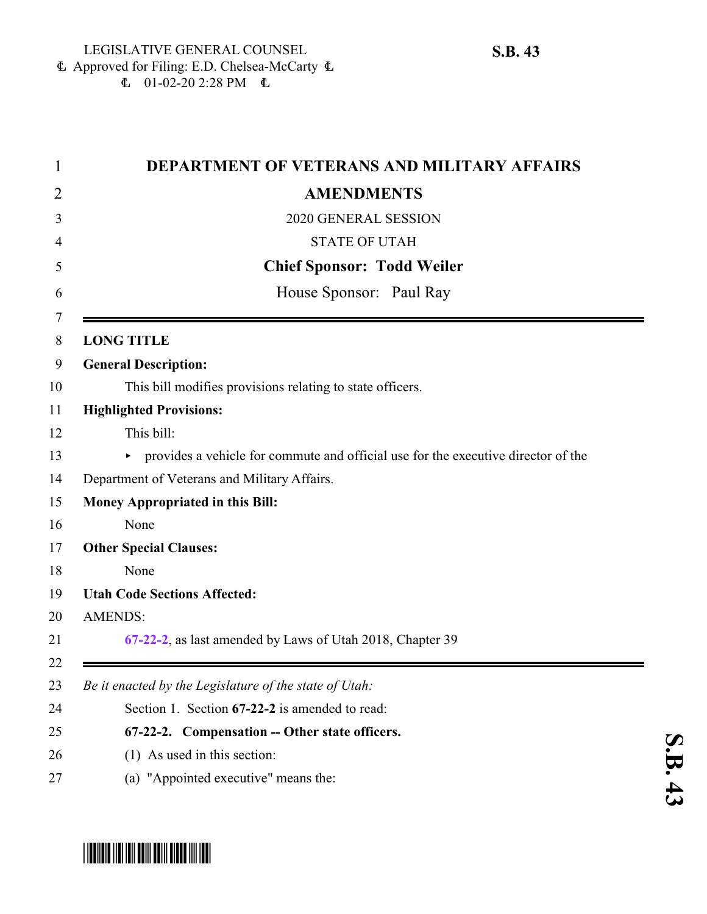LEGISLATIVE GENERAL COUNSEL
Approved for Filing: E.D. Chelsea-McCarty
01-02-20 2:28 PM

**S.B. 43**

# DEPARTMENT OF VETERANS AND MILITARY AFFAIRS AMENDMENTS

2020 GENERAL SESSION

STATE OF UTAH

**Chief Sponsor: Todd Weiler**

House Sponsor: Paul Ray

---

**LONG TITLE**

**General Description:**

This bill modifies provisions relating to state officers.

**Highlighted Provisions:**

This bill:

- provides a vehicle for commute and official use for the executive director of the Department of Veterans and Military Affairs.

**Money Appropriated in this Bill:**

None

**Other Special Clauses:**

None

**Utah Code Sections Affected:**

AMENDS:

**67-22-2**, as last amended by Laws of Utah 2018, Chapter 39

---

*Be it enacted by the Legislature of the state of Utah:*

Section 1. Section **67-22-2** is amended to read:

**67-22-2. Compensation -- Other state officers.**

(1) As used in this section:

(a) "Appointed executive" means the: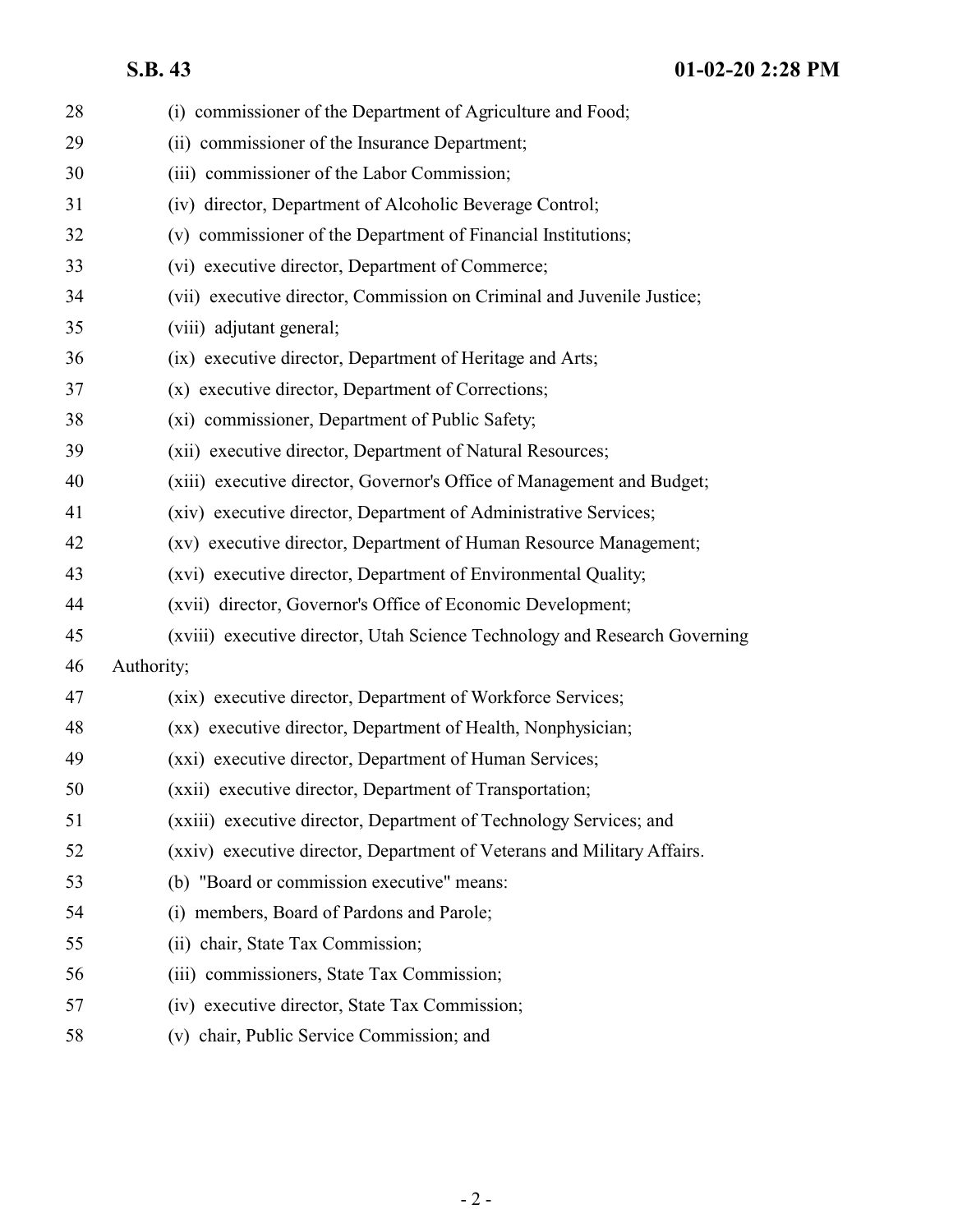(i) commissioner of the Department of Agriculture and Food;

(ii) commissioner of the Insurance Department;

(iii) commissioner of the Labor Commission;

(iv) director, Department of Alcoholic Beverage Control;

(v) commissioner of the Department of Financial Institutions;

(vi) executive director, Department of Commerce;

(vii) executive director, Commission on Criminal and Juvenile Justice;

(viii) adjutant general;

(ix) executive director, Department of Heritage and Arts;

(x) executive director, Department of Corrections;

(xi) commissioner, Department of Public Safety;

(xii) executive director, Department of Natural Resources;

(xiii) executive director, Governor's Office of Management and Budget;

(xiv) executive director, Department of Administrative Services;

(xv) executive director, Department of Human Resource Management;

(xvi) executive director, Department of Environmental Quality;

(xvii) director, Governor's Office of Economic Development;

(xviii) executive director, Utah Science Technology and Research Governing Authority;

(xix) executive director, Department of Workforce Services;

(xx) executive director, Department of Health, Nonphysician;

(xxi) executive director, Department of Human Services;

(xxii) executive director, Department of Transportation;

(xxiii) executive director, Department of Technology Services; and

(xxiv) executive director, Department of Veterans and Military Affairs.

(b) "Board or commission executive" means:

(i) members, Board of Pardons and Parole;

(ii) chair, State Tax Commission;

(iii) commissioners, State Tax Commission;

(iv) executive director, State Tax Commission;

(v) chair, Public Service Commission; and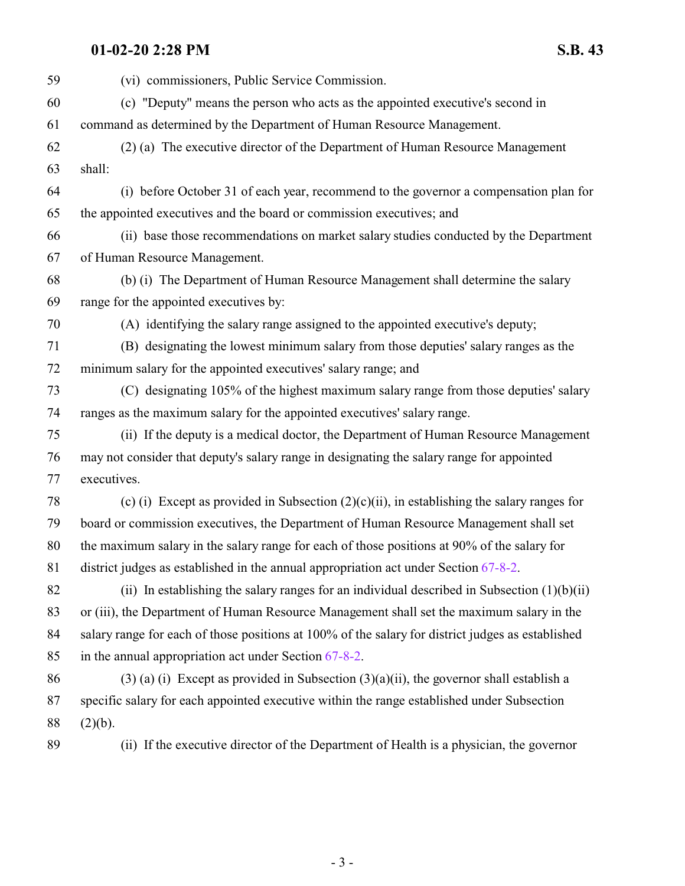59 (vi) commissioners, Public Service Commission.

60 (c) "Deputy" means the person who acts as the appointed executive's second in

61 command as determined by the Department of Human Resource Management.

62 (2) (a) The executive director of the Department of Human Resource Management

63 shall:

64 (i) before October 31 of each year, recommend to the governor a compensation plan for

65 the appointed executives and the board or commission executives; and

66 (ii) base those recommendations on market salary studies conducted by the Department

67 of Human Resource Management.

68 (b) (i) The Department of Human Resource Management shall determine the salary

69 range for the appointed executives by:

70 (A) identifying the salary range assigned to the appointed executive's deputy;

71 (B) designating the lowest minimum salary from those deputies' salary ranges as the

72 minimum salary for the appointed executives' salary range; and

73 (C) designating 105% of the highest maximum salary range from those deputies' salary

74 ranges as the maximum salary for the appointed executives' salary range.

75 (ii) If the deputy is a medical doctor, the Department of Human Resource Management

76 may not consider that deputy's salary range in designating the salary range for appointed

77 executives.

78 (c) (i) Except as provided in Subsection (2)(c)(ii), in establishing the salary ranges for

79 board or commission executives, the Department of Human Resource Management shall set

80 the maximum salary in the salary range for each of those positions at 90% of the salary for

81 district judges as established in the annual appropriation act under Section 67-8-2.

82 (ii) In establishing the salary ranges for an individual described in Subsection (1)(b)(ii)

83 or (iii), the Department of Human Resource Management shall set the maximum salary in the

84 salary range for each of those positions at 100% of the salary for district judges as established

85 in the annual appropriation act under Section 67-8-2.

86 (3) (a) (i) Except as provided in Subsection (3)(a)(ii), the governor shall establish a

87 specific salary for each appointed executive within the range established under Subsection

88 (2)(b).

89 (ii) If the executive director of the Department of Health is a physician, the governor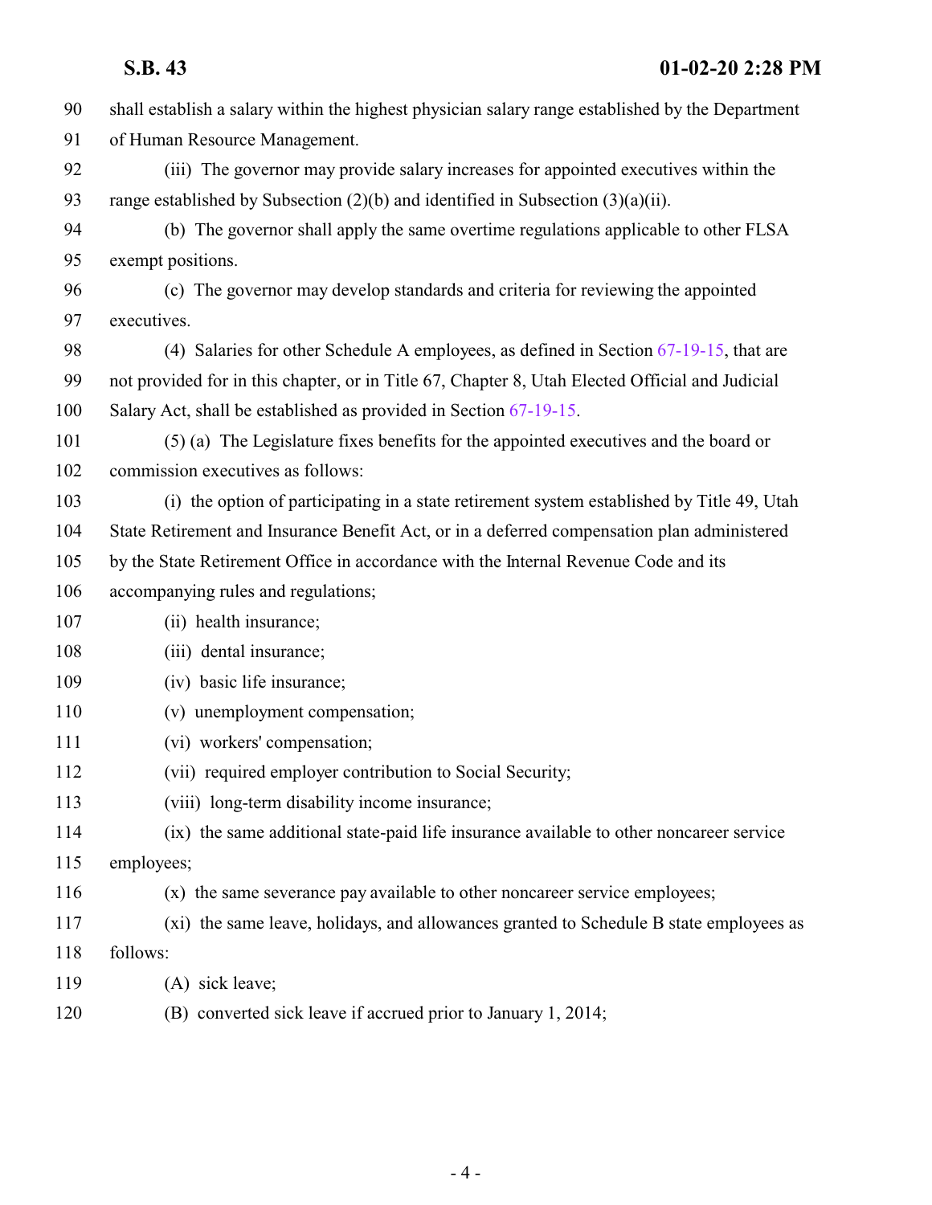shall establish a salary within the highest physician salary range established by the Department of Human Resource Management.

(iii) The governor may provide salary increases for appointed executives within the range established by Subsection (2)(b) and identified in Subsection (3)(a)(ii).

(b) The governor shall apply the same overtime regulations applicable to other FLSA exempt positions.

(c) The governor may develop standards and criteria for reviewing the appointed executives.

(4) Salaries for other Schedule A employees, as defined in Section 67-19-15, that are not provided for in this chapter, or in Title 67, Chapter 8, Utah Elected Official and Judicial Salary Act, shall be established as provided in Section 67-19-15.

(5) (a) The Legislature fixes benefits for the appointed executives and the board or commission executives as follows:

(i) the option of participating in a state retirement system established by Title 49, Utah State Retirement and Insurance Benefit Act, or in a deferred compensation plan administered by the State Retirement Office in accordance with the Internal Revenue Code and its accompanying rules and regulations;

(ii) health insurance;

(iii) dental insurance;

(iv) basic life insurance;

(v) unemployment compensation;

(vi) workers' compensation;

(vii) required employer contribution to Social Security;

(viii) long-term disability income insurance;

(ix) the same additional state-paid life insurance available to other noncareer service employees;

(x) the same severance pay available to other noncareer service employees;

(xi) the same leave, holidays, and allowances granted to Schedule B state employees as follows:

(A) sick leave;

(B) converted sick leave if accrued prior to January 1, 2014;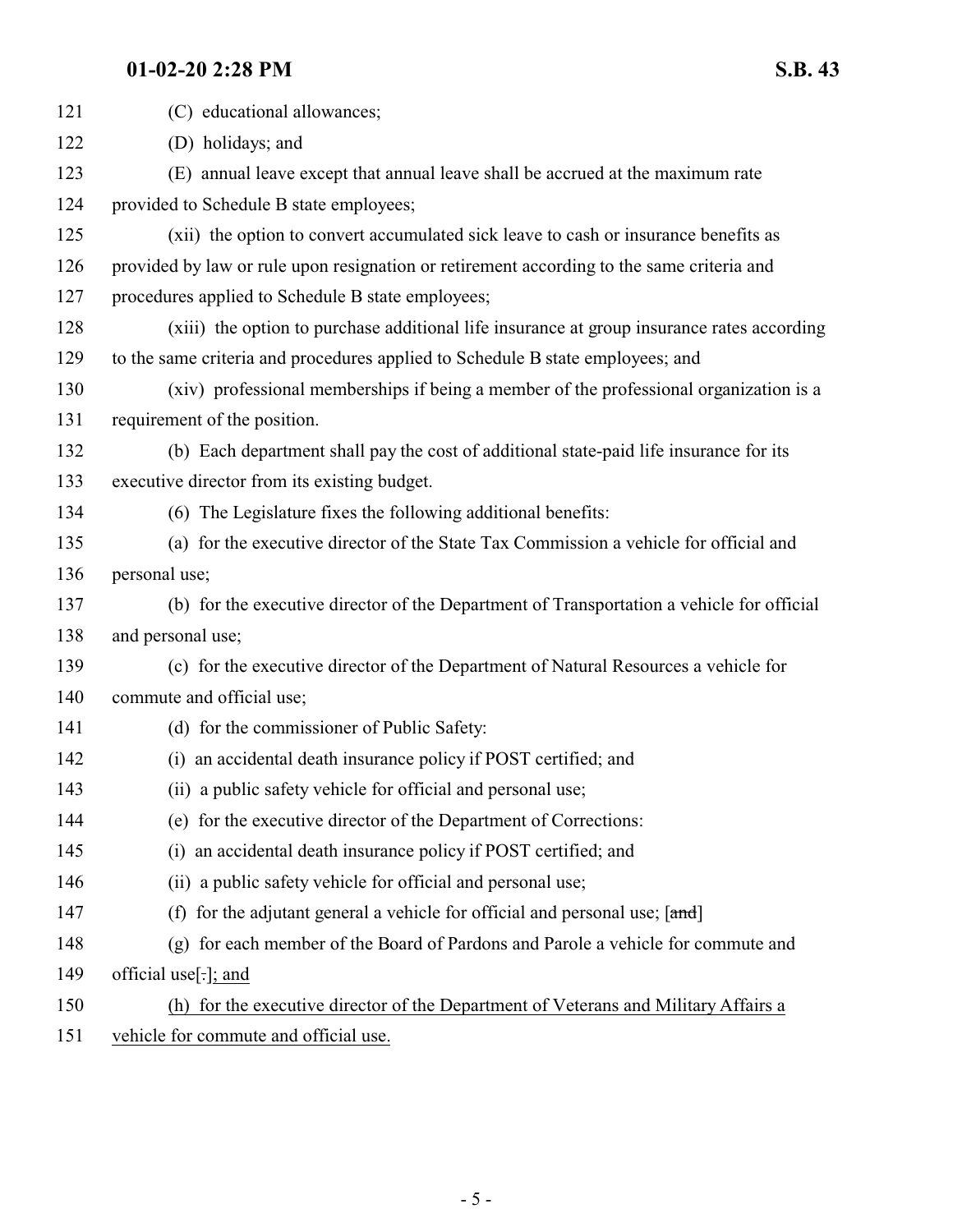121 (C) educational allowances;

122 (D) holidays; and

123 (E) annual leave except that annual leave shall be accrued at the maximum rate

124 provided to Schedule B state employees;

125 (xii) the option to convert accumulated sick leave to cash or insurance benefits as

126 provided by law or rule upon resignation or retirement according to the same criteria and

127 procedures applied to Schedule B state employees;

128 (xiii) the option to purchase additional life insurance at group insurance rates according

129 to the same criteria and procedures applied to Schedule B state employees; and

130 (xiv) professional memberships if being a member of the professional organization is a

131 requirement of the position.

132 (b) Each department shall pay the cost of additional state-paid life insurance for its

133 executive director from its existing budget.

134 (6) The Legislature fixes the following additional benefits:

135 (a) for the executive director of the State Tax Commission a vehicle for official and

136 personal use;

137 (b) for the executive director of the Department of Transportation a vehicle for official

138 and personal use;

139 (c) for the executive director of the Department of Natural Resources a vehicle for

140 commute and official use;

141 (d) for the commissioner of Public Safety:

142 (i) an accidental death insurance policy if POST certified; and

143 (ii) a public safety vehicle for official and personal use;

144 (e) for the executive director of the Department of Corrections:

145 (i) an accidental death insurance policy if POST certified; and

146 (ii) a public safety vehicle for official and personal use;

147 (f) for the adjutant general a vehicle for official and personal use; [~~and~~]

148 (g) for each member of the Board of Pardons and Parole a vehicle for commute and

149 official use[~~.~~]<u>; and</u>

150 <u>(h) for the executive director of the Department of Veterans and Military Affairs a</u>

151 <u>vehicle for commute and official use.</u>